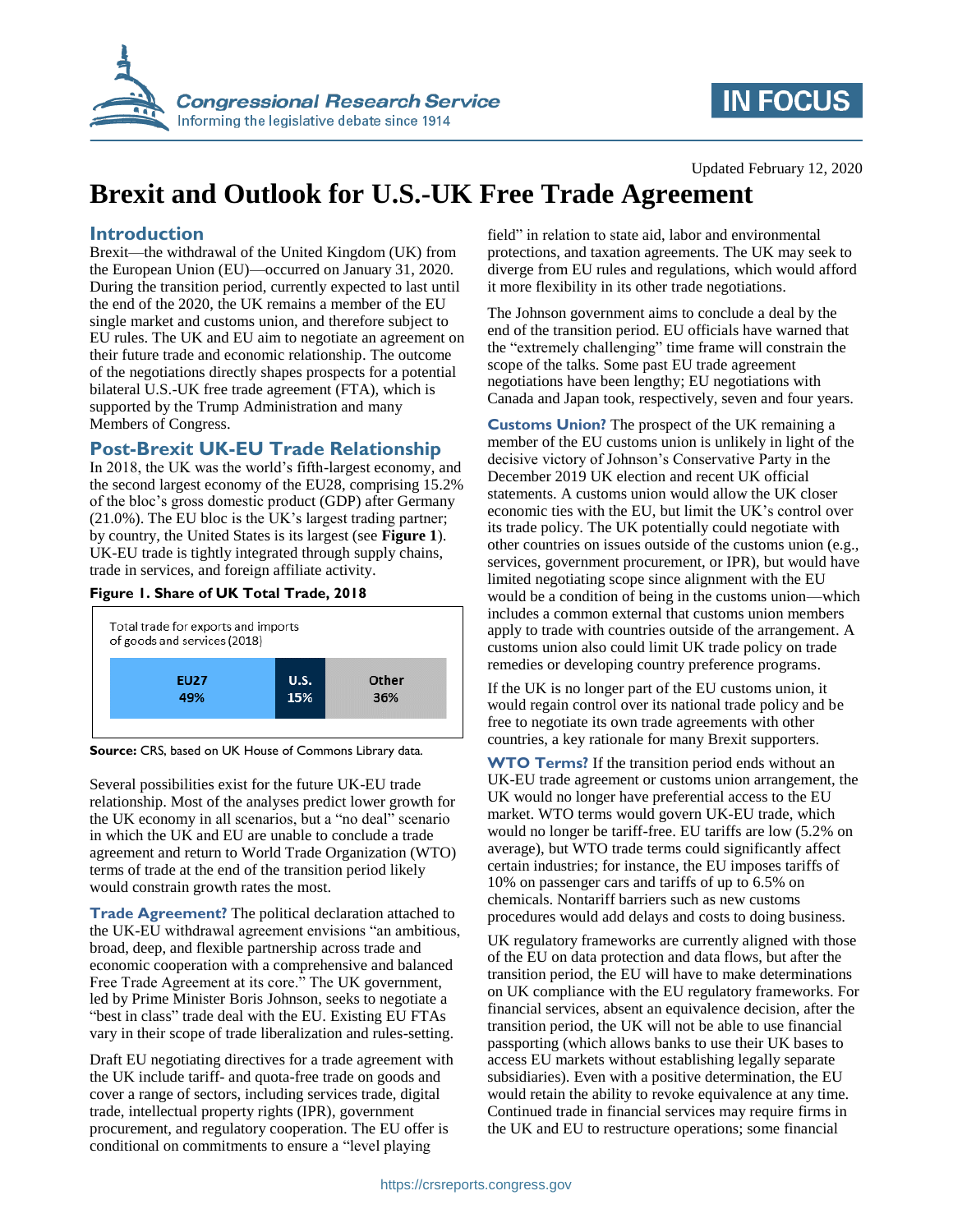Updated February 12, 2020

# Brexit and Outlook for U.S.-UK Free Trade Agreement

## Introduction

Brexit—the withdrawal of the United Kingdom (UK) from the European Union (EU)—occurred on January 31, 2020. During the transition period, currently expected to last until the end of the 2020, the UK remains a member of the EU single market and customs union, and therefore subject to EU rules. The UK and EU aim to negotiate an agreement on their future trade and economic relationship. The outcome of the negotiations directly shapes prospects for a potential bilateral U.S.-UK free trade agreement (FTA), which is supported by the Trump Administration and many Members of Congress.

## Post-Brexit UK-EU Trade Relationship

In 2018, the UK was the world's fifth-largest economy, and the second largest economy of the EU28, comprising 15.2% of the bloc's gross domestic product (GDP) after Germany (21.0%). The EU bloc is the UK's largest trading partner; by country, the United States is its largest (see **Figure 1**). UK-EU trade is tightly integrated through supply chains, trade in services, and foreign affiliate activity.

**Figure 1. Share of UK Total Trade, 2018**

Total trade for exports and imports of goods and services (2018)

| EU27 | U.S. | Other |
|---|---|---|
| 49% | 15% | 36% |

**Source:** CRS, based on UK House of Commons Library data.

Several possibilities exist for the future UK-EU trade relationship. Most of the analyses predict lower growth for the UK economy in all scenarios, but a "no deal" scenario in which the UK and EU are unable to conclude a trade agreement and return to World Trade Organization (WTO) terms of trade at the end of the transition period likely would constrain growth rates the most.

**Trade Agreement?** The political declaration attached to the UK-EU withdrawal agreement envisions "an ambitious, broad, deep, and flexible partnership across trade and economic cooperation with a comprehensive and balanced Free Trade Agreement at its core." The UK government, led by Prime Minister Boris Johnson, seeks to negotiate a "best in class" trade deal with the EU. Existing EU FTAs vary in their scope of trade liberalization and rules-setting.

Draft EU negotiating directives for a trade agreement with the UK include tariff- and quota-free trade on goods and cover a range of sectors, including services trade, digital trade, intellectual property rights (IPR), government procurement, and regulatory cooperation. The EU offer is conditional on commitments to ensure a "level playing field" in relation to state aid, labor and environmental protections, and taxation agreements. The UK may seek to diverge from EU rules and regulations, which would afford it more flexibility in its other trade negotiations.

The Johnson government aims to conclude a deal by the end of the transition period. EU officials have warned that the "extremely challenging" time frame will constrain the scope of the talks. Some past EU trade agreement negotiations have been lengthy; EU negotiations with Canada and Japan took, respectively, seven and four years.

**Customs Union?** The prospect of the UK remaining a member of the EU customs union is unlikely in light of the decisive victory of Johnson's Conservative Party in the December 2019 UK election and recent UK official statements. A customs union would allow the UK closer economic ties with the EU, but limit the UK's control over its trade policy. The UK potentially could negotiate with other countries on issues outside of the customs union (e.g., services, government procurement, or IPR), but would have limited negotiating scope since alignment with the EU would be a condition of being in the customs union—which includes a common external that customs union members apply to trade with countries outside of the arrangement. A customs union also could limit UK trade policy on trade remedies or developing country preference programs.

If the UK is no longer part of the EU customs union, it would regain control over its national trade policy and be free to negotiate its own trade agreements with other countries, a key rationale for many Brexit supporters.

**WTO Terms?** If the transition period ends without an UK-EU trade agreement or customs union arrangement, the UK would no longer have preferential access to the EU market. WTO terms would govern UK-EU trade, which would no longer be tariff-free. EU tariffs are low (5.2% on average), but WTO trade terms could significantly affect certain industries; for instance, the EU imposes tariffs of 10% on passenger cars and tariffs of up to 6.5% on chemicals. Nontariff barriers such as new customs procedures would add delays and costs to doing business.

UK regulatory frameworks are currently aligned with those of the EU on data protection and data flows, but after the transition period, the EU will have to make determinations on UK compliance with the EU regulatory frameworks. For financial services, absent an equivalence decision, after the transition period, the UK will not be able to use financial passporting (which allows banks to use their UK bases to access EU markets without establishing legally separate subsidiaries). Even with a positive determination, the EU would retain the ability to revoke equivalence at any time. Continued trade in financial services may require firms in the UK and EU to restructure operations; some financial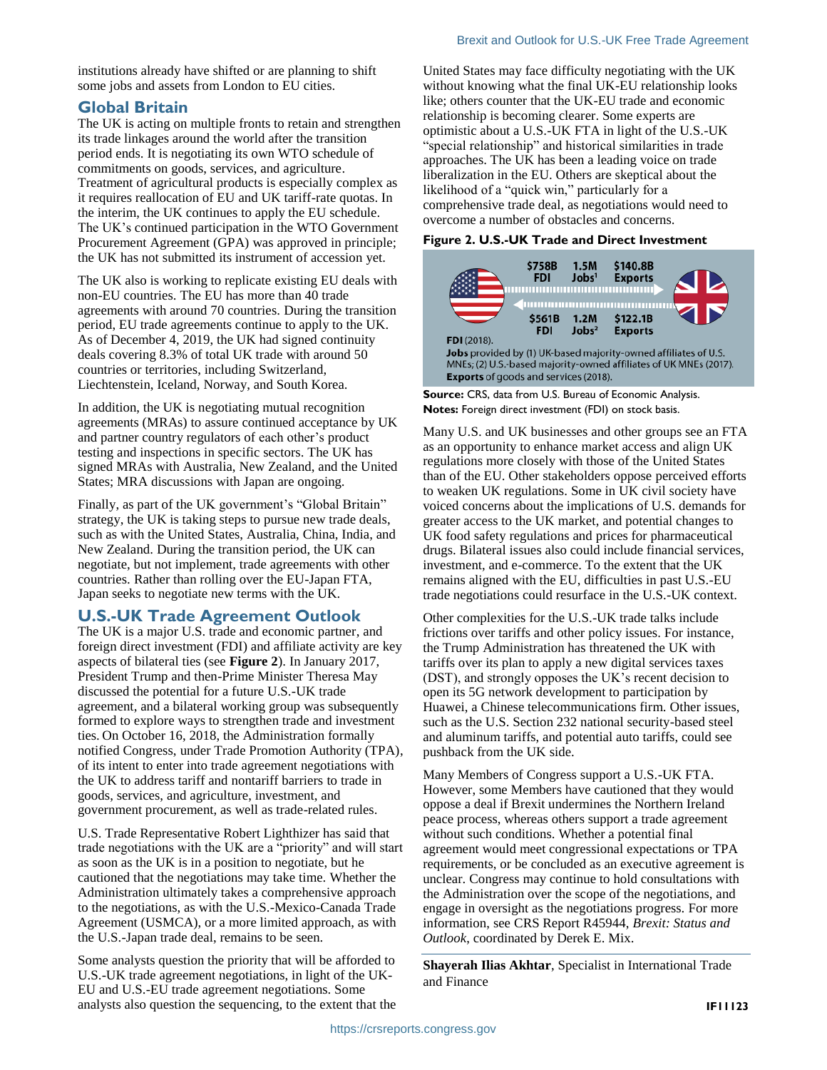institutions already have shifted or are planning to shift some jobs and assets from London to EU cities.

## Global Britain

The UK is acting on multiple fronts to retain and strengthen its trade linkages around the world after the transition period ends. It is negotiating its own WTO schedule of commitments on goods, services, and agriculture. Treatment of agricultural products is especially complex as it requires reallocation of EU and UK tariff-rate quotas. In the interim, the UK continues to apply the EU schedule. The UK's continued participation in the WTO Government Procurement Agreement (GPA) was approved in principle; the UK has not submitted its instrument of accession yet.

The UK also is working to replicate existing EU deals with non-EU countries. The EU has more than 40 trade agreements with around 70 countries. During the transition period, EU trade agreements continue to apply to the UK. As of December 4, 2019, the UK had signed continuity deals covering 8.3% of total UK trade with around 50 countries or territories, including Switzerland, Liechtenstein, Iceland, Norway, and South Korea.

In addition, the UK is negotiating mutual recognition agreements (MRAs) to assure continued acceptance by UK and partner country regulators of each other's product testing and inspections in specific sectors. The UK has signed MRAs with Australia, New Zealand, and the United States; MRA discussions with Japan are ongoing.

Finally, as part of the UK government's "Global Britain" strategy, the UK is taking steps to pursue new trade deals, such as with the United States, Australia, China, India, and New Zealand. During the transition period, the UK can negotiate, but not implement, trade agreements with other countries. Rather than rolling over the EU-Japan FTA, Japan seeks to negotiate new terms with the UK.

## U.S.-UK Trade Agreement Outlook

The UK is a major U.S. trade and economic partner, and foreign direct investment (FDI) and affiliate activity are key aspects of bilateral ties (see **Figure 2**). In January 2017, President Trump and then-Prime Minister Theresa May discussed the potential for a future U.S.-UK trade agreement, and a bilateral working group was subsequently formed to explore ways to strengthen trade and investment ties. On October 16, 2018, the Administration formally notified Congress, under Trade Promotion Authority (TPA), of its intent to enter into trade agreement negotiations with the UK to address tariff and nontariff barriers to trade in goods, services, and agriculture, investment, and government procurement, as well as trade-related rules.

U.S. Trade Representative Robert Lighthizer has said that trade negotiations with the UK are a "priority" and will start as soon as the UK is in a position to negotiate, but he cautioned that the negotiations may take time. Whether the Administration ultimately takes a comprehensive approach to the negotiations, as with the U.S.-Mexico-Canada Trade Agreement (USMCA), or a more limited approach, as with the U.S.-Japan trade deal, remains to be seen.

Some analysts question the priority that will be afforded to U.S.-UK trade agreement negotiations, in light of the UK-EU and U.S.-EU trade agreement negotiations. Some analysts also question the sequencing, to the extent that the United States may face difficulty negotiating with the UK without knowing what the final UK-EU relationship looks like; others counter that the UK-EU trade and economic relationship is becoming clearer. Some experts are optimistic about a U.S.-UK FTA in light of the U.S.-UK "special relationship" and historical similarities in trade approaches. The UK has been a leading voice on trade liberalization in the EU. Others are skeptical about the likelihood of a "quick win," particularly for a comprehensive trade deal, as negotiations would need to overcome a number of obstacles and concerns.

**Figure 2. U.S.-UK Trade and Direct Investment**

| Direction | FDI | Jobs | Exports |
|---|---|---|---|
| U.S. → UK | $758B | 1.5M[1] | $140.8B |
| UK → U.S. | $561B | 1.2M[2] | $122.1B |

**FDI** (2018).
**Jobs** provided by (1) UK-based majority-owned affiliates of U.S. MNEs; (2) U.S.-based majority-owned affiliates of UK MNEs (2017).
**Exports** of goods and services (2018).

**Source:** CRS, data from U.S. Bureau of Economic Analysis.
**Notes:** Foreign direct investment (FDI) on stock basis.

Many U.S. and UK businesses and other groups see an FTA as an opportunity to enhance market access and align UK regulations more closely with those of the United States than of the EU. Other stakeholders oppose perceived efforts to weaken UK regulations. Some in UK civil society have voiced concerns about the implications of U.S. demands for greater access to the UK market, and potential changes to UK food safety regulations and prices for pharmaceutical drugs. Bilateral issues also could include financial services, investment, and e-commerce. To the extent that the UK remains aligned with the EU, difficulties in past U.S.-EU trade negotiations could resurface in the U.S.-UK context.

Other complexities for the U.S.-UK trade talks include frictions over tariffs and other policy issues. For instance, the Trump Administration has threatened the UK with tariffs over its plan to apply a new digital services taxes (DST), and strongly opposes the UK's recent decision to open its 5G network development to participation by Huawei, a Chinese telecommunications firm. Other issues, such as the U.S. Section 232 national security-based steel and aluminum tariffs, and potential auto tariffs, could see pushback from the UK side.

Many Members of Congress support a U.S.-UK FTA. However, some Members have cautioned that they would oppose a deal if Brexit undermines the Northern Ireland peace process, whereas others support a trade agreement without such conditions. Whether a potential final agreement would meet congressional expectations or TPA requirements, or be concluded as an executive agreement is unclear. Congress may continue to hold consultations with the Administration over the scope of the negotiations, and engage in oversight as the negotiations progress. For more information, see CRS Report R45944, *Brexit: Status and Outlook*, coordinated by Derek E. Mix.

**Shayerah Ilias Akhtar**, Specialist in International Trade and Finance

IF11123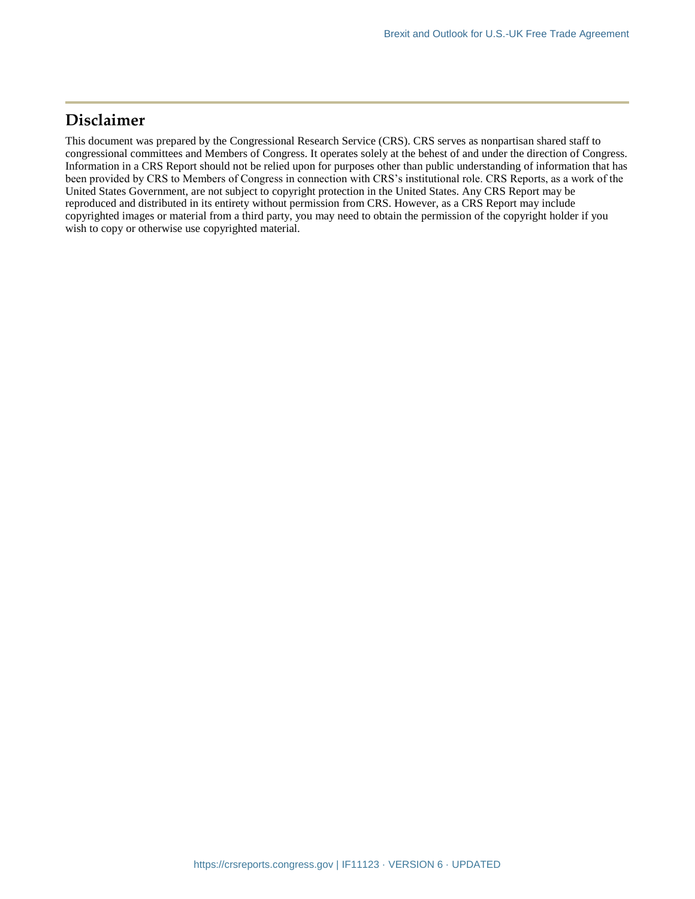## Disclaimer

This document was prepared by the Congressional Research Service (CRS). CRS serves as nonpartisan shared staff to congressional committees and Members of Congress. It operates solely at the behest of and under the direction of Congress. Information in a CRS Report should not be relied upon for purposes other than public understanding of information that has been provided by CRS to Members of Congress in connection with CRS's institutional role. CRS Reports, as a work of the United States Government, are not subject to copyright protection in the United States. Any CRS Report may be reproduced and distributed in its entirety without permission from CRS. However, as a CRS Report may include copyrighted images or material from a third party, you may need to obtain the permission of the copyright holder if you wish to copy or otherwise use copyrighted material.